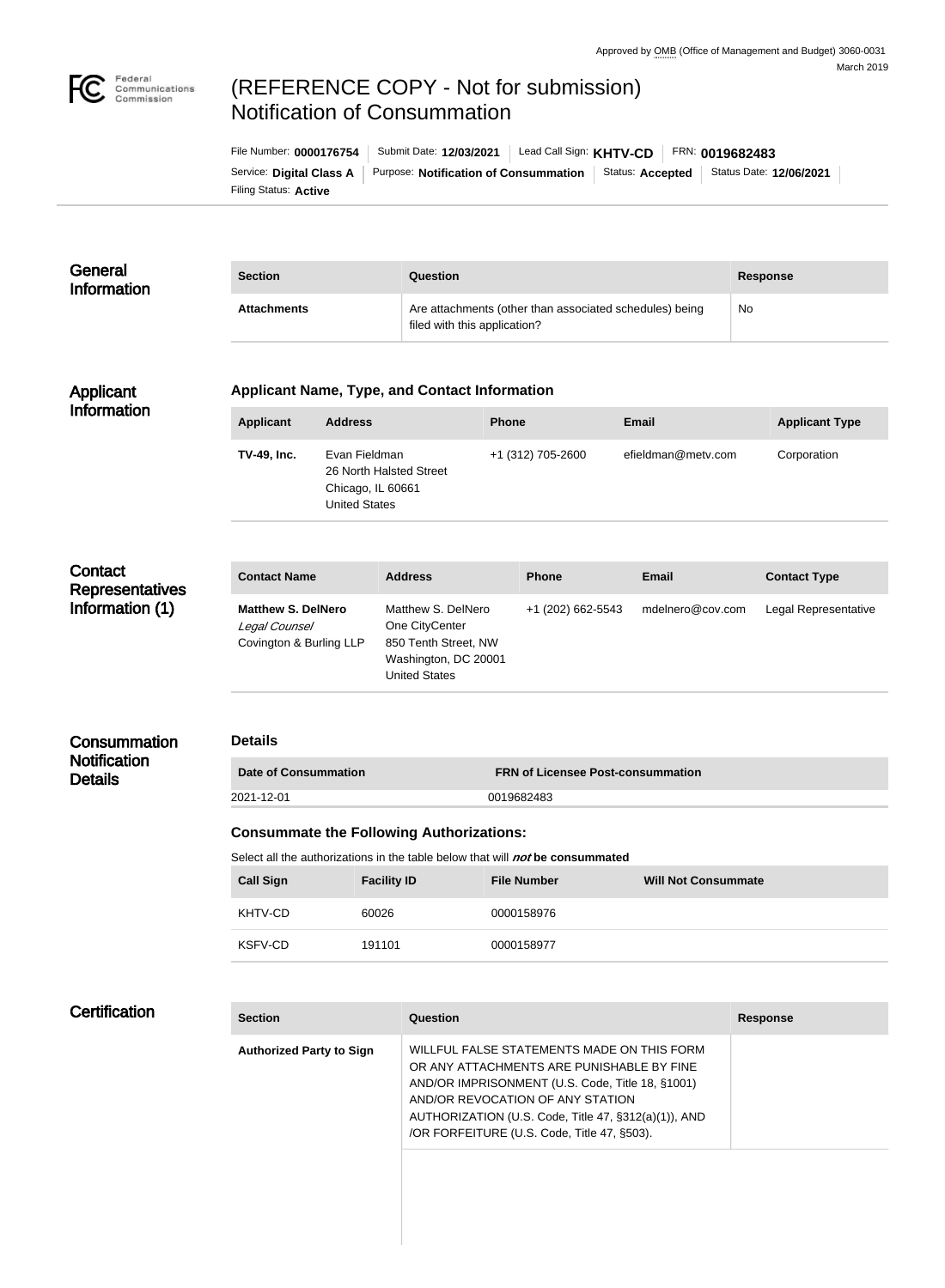Approved by OMB (Office of Management and Budget) 3060-0031
March 2019

# (REFERENCE COPY - Not for submission) Notification of Consummation

File Number: **0000176754** | Submit Date: **12/03/2021** | Lead Call Sign: **KHTV-CD** | FRN: **0019682483**
Service: **Digital Class A** | Purpose: **Notification of Consummation** | Status: **Accepted** | Status Date: **12/06/2021**
Filing Status: **Active**

## General Information

| Section | Question | Response |
|---|---|---|
| **Attachments** | Are attachments (other than associated schedules) being filed with this application? | No |

## Applicant Information

### Applicant Name, Type, and Contact Information

| Applicant | Address | Phone | Email | Applicant Type |
|---|---|---|---|---|
| **TV-49, Inc.** | Evan Fieldman<br>26 North Halsted Street<br>Chicago, IL 60661<br>United States | +1 (312) 705-2600 | efieldman@metv.com | Corporation |

## Contact Representatives Information (1)

| Contact Name | Address | Phone | Email | Contact Type |
|---|---|---|---|---|
| **Matthew S. DelNero**<br>*Legal Counsel*<br>Covington & Burling LLP | Matthew S. DelNero<br>One CityCenter<br>850 Tenth Street, NW<br>Washington, DC 20001<br>United States | +1 (202) 662-5543 | mdelnero@cov.com | Legal Representative |

## Consummation Notification Details

### Details

| Date of Consummation | FRN of Licensee Post-consummation |
|---|---|
| 2021-12-01 | 0019682483 |

### Consummate the Following Authorizations:

Select all the authorizations in the table below that will ***not*** **be consummated**

| Call Sign | Facility ID | File Number | Will Not Consummate |
|---|---|---|---|
| KHTV-CD | 60026 | 0000158976 | |
| KSFV-CD | 191101 | 0000158977 | |

## Certification

| Section | Question | Response |
|---|---|---|
| **Authorized Party to Sign** | WILLFUL FALSE STATEMENTS MADE ON THIS FORM OR ANY ATTACHMENTS ARE PUNISHABLE BY FINE AND/OR IMPRISONMENT (U.S. Code, Title 18, §1001) AND/OR REVOCATION OF ANY STATION AUTHORIZATION (U.S. Code, Title 47, §312(a)(1)), AND /OR FORFEITURE (U.S. Code, Title 47, §503). | |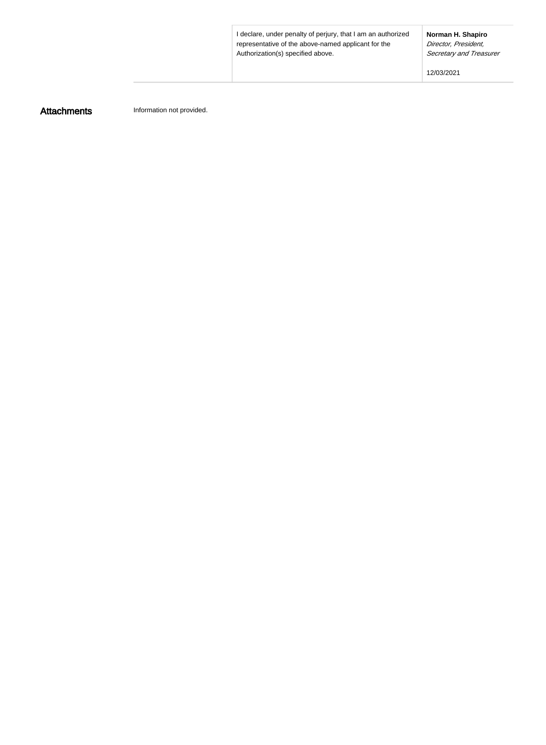| | | |
|---|---|---|
| | I declare, under penalty of perjury, that I am an authorized representative of the above-named applicant for the Authorization(s) specified above. | **Norman H. Shapiro**<br>*Director, President, Secretary and Treasurer*<br><br>12/03/2021 |

## Attachments

Information not provided.